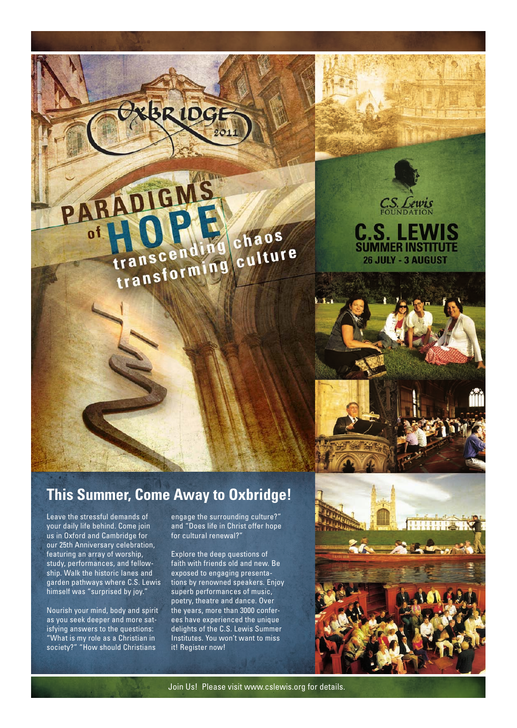# Oxbridge 2011

## PARADIGMS of HOPE

**transcending chaos**
**transforming culture**

C.S. Lewis FOUNDATION

# C.S. LEWIS SUMMER INSTITUTE

**26 JULY - 3 AUGUST**

## This Summer, Come Away to Oxbridge!

Leave the stressful demands of your daily life behind. Come join us in Oxford and Cambridge for our 25th Anniversary celebration, featuring an array of worship, study, performances, and fellowship. Walk the historic lanes and garden pathways where C.S. Lewis himself was "surprised by joy."

Nourish your mind, body and spirit as you seek deeper and more satisfying answers to the questions: "What is my role as a Christian in society?" "How should Christians engage the surrounding culture?" and "Does life in Christ offer hope for cultural renewal?"

Explore the deep questions of faith with friends old and new. Be exposed to engaging presentations by renowned speakers. Enjoy superb performances of music, poetry, theatre and dance. Over the years, more than 3000 conferees have experienced the unique delights of the C.S. Lewis Summer Institutes. You won't want to miss it! Register now!

Join Us! Please visit www.cslewis.org for details.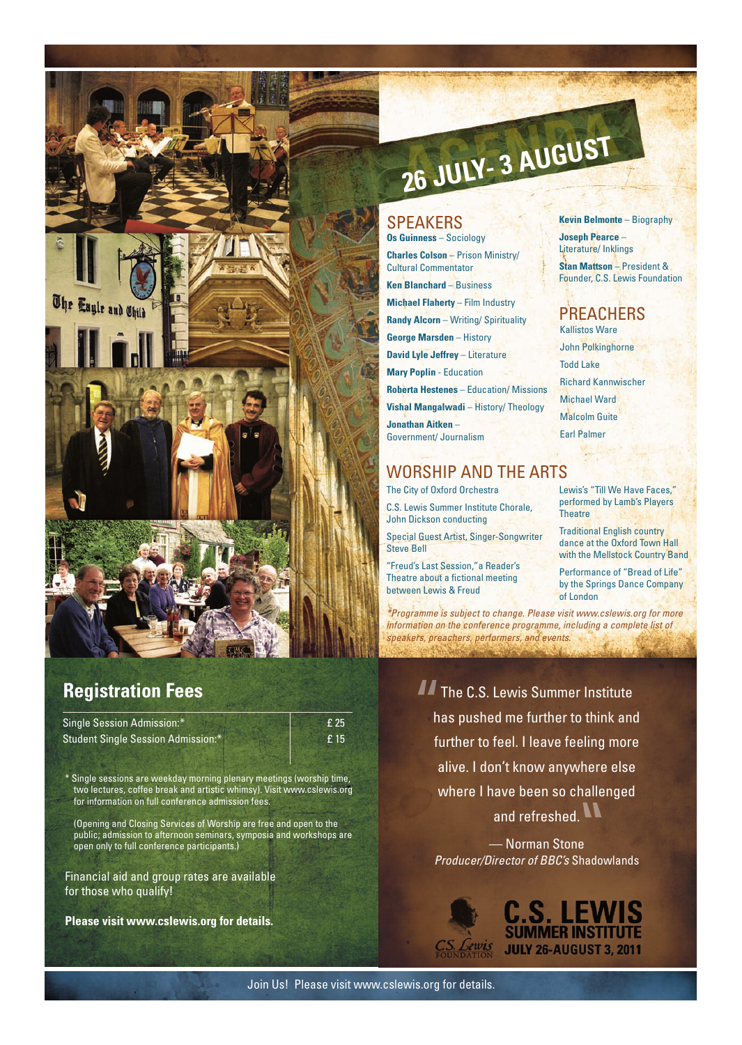AGENDA

## 26 JULY- 3 AUGUST

### SPEAKERS

**Os Guinness** – Sociology

**Charles Colson** – Prison Ministry/ Cultural Commentator

**Ken Blanchard** – Business

**Michael Flaherty** – Film Industry

**Randy Alcorn** – Writing/ Spirituality

**George Marsden** – History

**David Lyle Jeffrey** – Literature

**Mary Poplin** - Education

**Roberta Hestenes** – Education/ Missions

**Vishal Mangalwadi** – History/ Theology

**Jonathan Aitken** – Government/ Journalism

**Kevin Belmonte** – Biography

**Joseph Pearce** – Literature/ Inklings

**Stan Mattson** – President & Founder, C.S. Lewis Foundation

### PREACHERS

Kallistos Ware

John Polkinghorne

Todd Lake

Richard Kannwischer

Michael Ward

Malcolm Guite

Earl Palmer

### WORSHIP AND THE ARTS

The City of Oxford Orchestra

C.S. Lewis Summer Institute Chorale, John Dickson conducting

Special Guest Artist, Singer-Songwriter Steve Bell

"Freud's Last Session," a Reader's Theatre about a fictional meeting between Lewis & Freud

Lewis's "Till We Have Faces," performed by Lamb's Players Theatre

Traditional English country dance at the Oxford Town Hall with the Mellstock Country Band

Performance of "Bread of Life" by the Springs Dance Company of London

*\*Programme is subject to change. Please visit www.cslewis.org for more information on the conference programme, including a complete list of speakers, preachers, performers, and events.*

## Registration Fees

| | |
|---|---|
| Single Session Admission:* | £ 25 |
| Student Single Session Admission:* | £ 15 |

\* Single sessions are weekday morning plenary meetings (worship time, two lectures, coffee break and artistic whimsy). Visit www.cslewis.org for information on full conference admission fees.

(Opening and Closing Services of Worship are free and open to the public; admission to afternoon seminars, symposia and workshops are open only to full conference participants.)

Financial aid and group rates are available for those who qualify!

**Please visit www.cslewis.org for details.**

"The C.S. Lewis Summer Institute has pushed me further to think and further to feel. I leave feeling more alive. I don't know anywhere else where I have been so challenged and refreshed."

— Norman Stone
*Producer/Director of BBC's* Shadowlands

C.S. Lewis FOUNDATION

**C.S. LEWIS SUMMER INSTITUTE**
**JULY 26-AUGUST 3, 2011**

Join Us! Please visit www.cslewis.org for details.